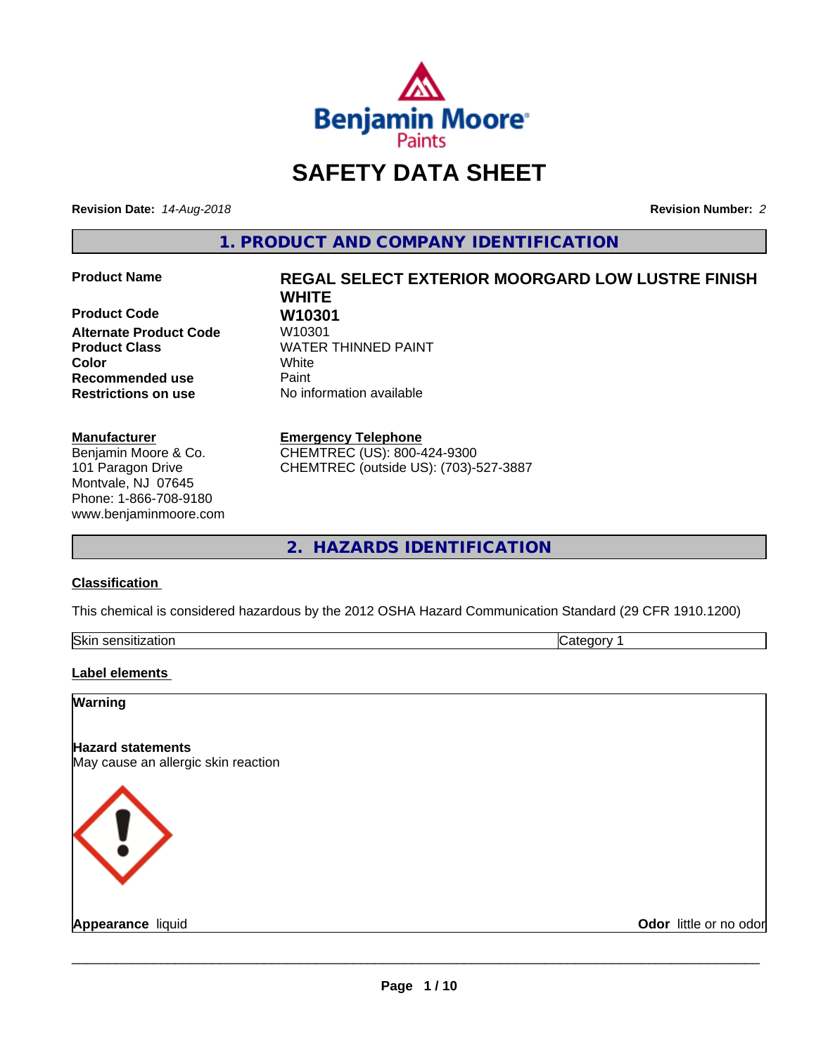Benjamin Moore Paints

# SAFETY DATA SHEET

**Revision Date:** *14-Aug-2018*

**Revision Number:** *2*

## 1. PRODUCT AND COMPANY IDENTIFICATION

| | |
|---|---|
| **Product Name** | **REGAL SELECT EXTERIOR MOORGARD LOW LUSTRE FINISH WHITE** |
| **Product Code** | **W10301** |
| **Alternate Product Code** | W10301 |
| **Product Class** | WATER THINNED PAINT |
| **Color** | White |
| **Recommended use** | Paint |
| **Restrictions on use** | No information available |

**Manufacturer**
Benjamin Moore & Co.
101 Paragon Drive
Montvale, NJ 07645
Phone: 1-866-708-9180
www.benjaminmoore.com

**Emergency Telephone**
CHEMTREC (US): 800-424-9300
CHEMTREC (outside US): (703)-527-3887

## 2. HAZARDS IDENTIFICATION

**Classification**

This chemical is considered hazardous by the 2012 OSHA Hazard Communication Standard (29 CFR 1910.1200)

| | |
|---|---|
| Skin sensitization | Category 1 |

**Label elements**

**Warning**

**Hazard statements**
May cause an allergic skin reaction

**Appearance** liquid

**Odor** little or no odor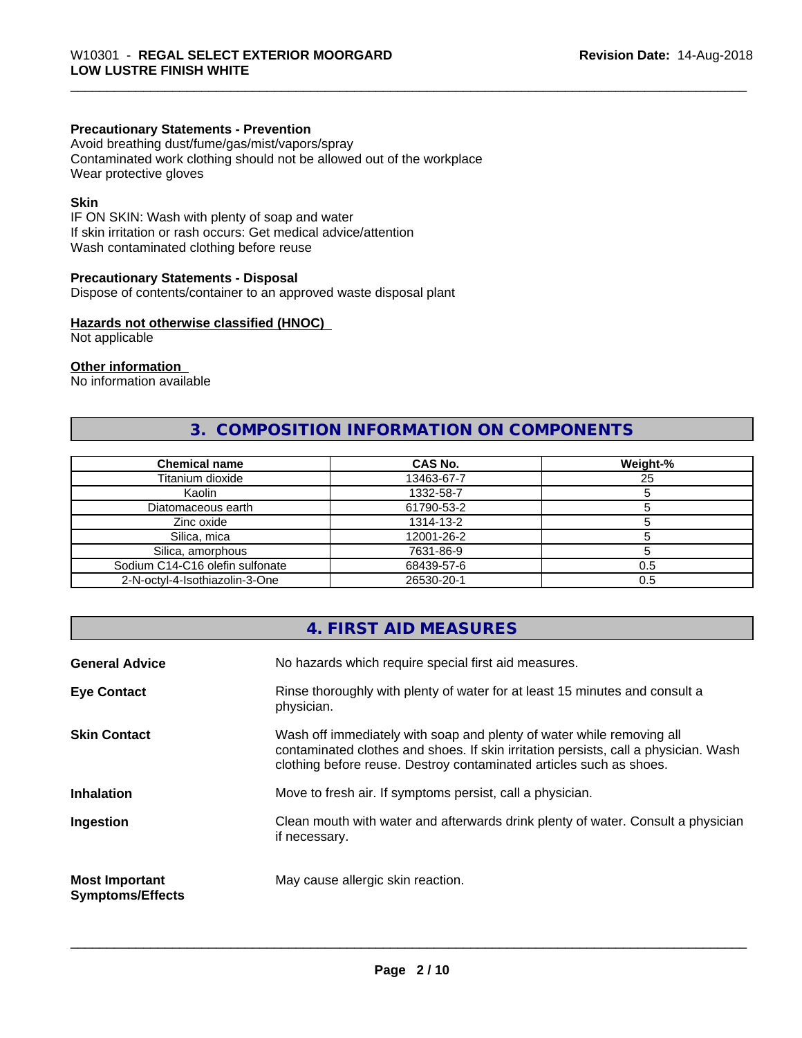**Precautionary Statements - Prevention**

Avoid breathing dust/fume/gas/mist/vapors/spray
Contaminated work clothing should not be allowed out of the workplace
Wear protective gloves

**Skin**

IF ON SKIN: Wash with plenty of soap and water
If skin irritation or rash occurs: Get medical advice/attention
Wash contaminated clothing before reuse

**Precautionary Statements - Disposal**

Dispose of contents/container to an approved waste disposal plant

**Hazards not otherwise classified (HNOC)**

Not applicable

**Other information**

No information available

## 3. COMPOSITION INFORMATION ON COMPONENTS

| Chemical name | CAS No. | Weight-% |
|---|---|---|
| Titanium dioxide | 13463-67-7 | 25 |
| Kaolin | 1332-58-7 | 5 |
| Diatomaceous earth | 61790-53-2 | 5 |
| Zinc oxide | 1314-13-2 | 5 |
| Silica, mica | 12001-26-2 | 5 |
| Silica, amorphous | 7631-86-9 | 5 |
| Sodium C14-C16 olefin sulfonate | 68439-57-6 | 0.5 |
| 2-N-octyl-4-Isothiazolin-3-One | 26530-20-1 | 0.5 |

## 4. FIRST AID MEASURES

**General Advice** No hazards which require special first aid measures.

**Eye Contact** Rinse thoroughly with plenty of water for at least 15 minutes and consult a physician.

**Skin Contact** Wash off immediately with soap and plenty of water while removing all contaminated clothes and shoes. If skin irritation persists, call a physician. Wash clothing before reuse. Destroy contaminated articles such as shoes.

**Inhalation** Move to fresh air. If symptoms persist, call a physician.

**Ingestion** Clean mouth with water and afterwards drink plenty of water. Consult a physician if necessary.

**Most Important Symptoms/Effects** May cause allergic skin reaction.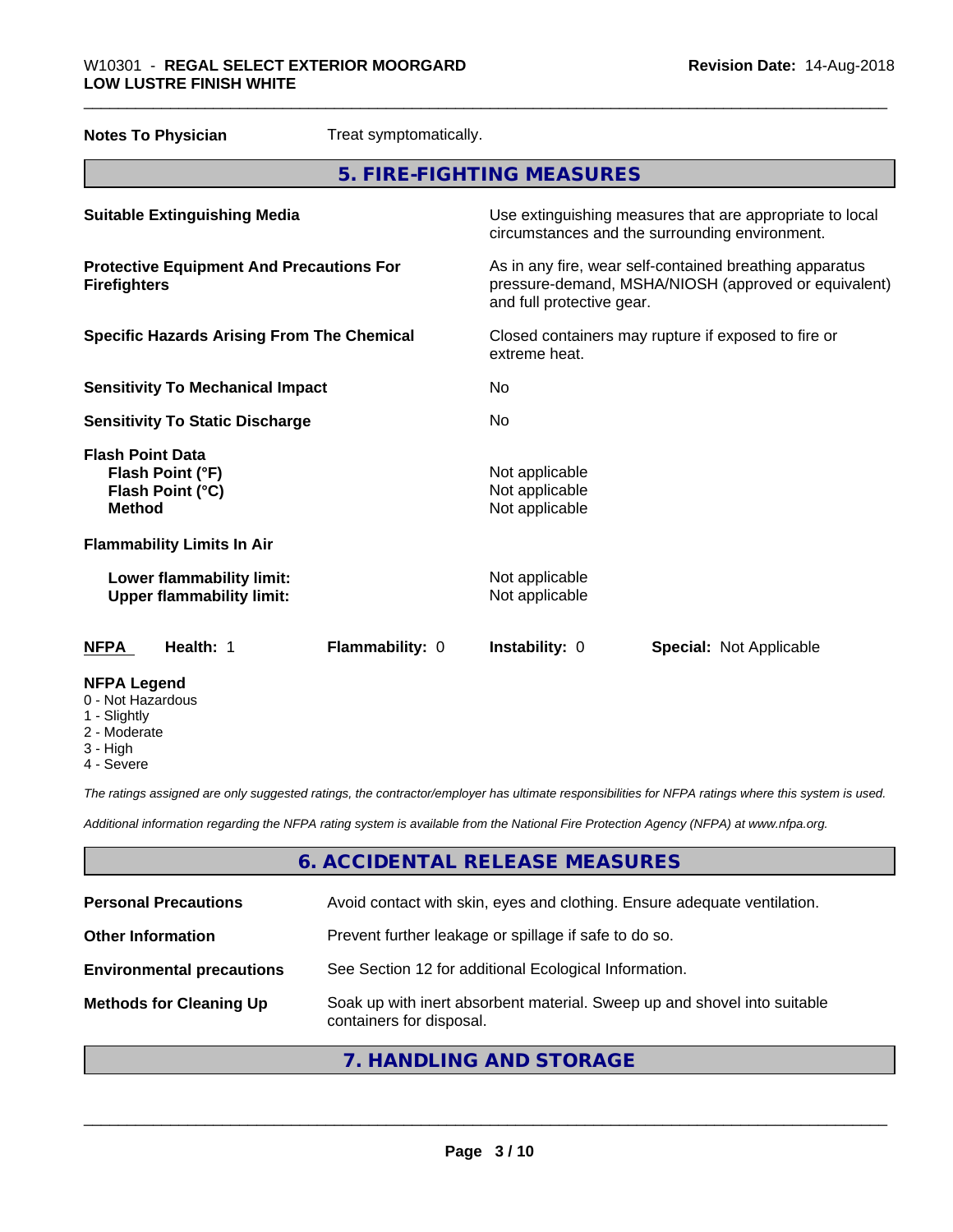**Notes To Physician** Treat symptomatically.

## 5. FIRE-FIGHTING MEASURES

| | |
|---|---|
| **Suitable Extinguishing Media** | Use extinguishing measures that are appropriate to local circumstances and the surrounding environment. |
| **Protective Equipment And Precautions For Firefighters** | As in any fire, wear self-contained breathing apparatus pressure-demand, MSHA/NIOSH (approved or equivalent) and full protective gear. |
| **Specific Hazards Arising From The Chemical** | Closed containers may rupture if exposed to fire or extreme heat. |
| **Sensitivity To Mechanical Impact** | No |
| **Sensitivity To Static Discharge** | No |

**Flash Point Data**

| | |
|---|---|
| **Flash Point (°F)** | Not applicable |
| **Flash Point (°C)** | Not applicable |
| **Method** | Not applicable |

**Flammability Limits In Air**

| | |
|---|---|
| **Lower flammability limit:** | Not applicable |
| **Upper flammability limit:** | Not applicable |

| **NFPA** | **Health:** 1 | **Flammability:** 0 | **Instability:** 0 | **Special:** Not Applicable |
|---|---|---|---|---|

**NFPA Legend**
- 0 - Not Hazardous
- 1 - Slightly
- 2 - Moderate
- 3 - High
- 4 - Severe

*The ratings assigned are only suggested ratings, the contractor/employer has ultimate responsibilities for NFPA ratings where this system is used.*

*Additional information regarding the NFPA rating system is available from the National Fire Protection Agency (NFPA) at www.nfpa.org.*

## 6. ACCIDENTAL RELEASE MEASURES

| | |
|---|---|
| **Personal Precautions** | Avoid contact with skin, eyes and clothing. Ensure adequate ventilation. |
| **Other Information** | Prevent further leakage or spillage if safe to do so. |
| **Environmental precautions** | See Section 12 for additional Ecological Information. |
| **Methods for Cleaning Up** | Soak up with inert absorbent material. Sweep up and shovel into suitable containers for disposal. |

## 7. HANDLING AND STORAGE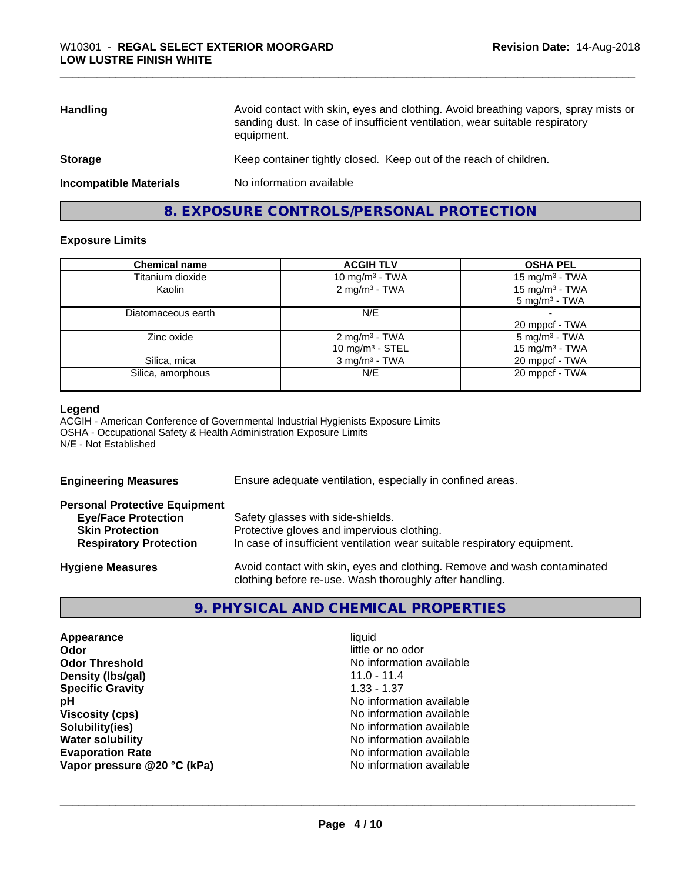| | |
|---|---|
| **Handling** | Avoid contact with skin, eyes and clothing. Avoid breathing vapors, spray mists or sanding dust. In case of insufficient ventilation, wear suitable respiratory equipment. |
| **Storage** | Keep container tightly closed. Keep out of the reach of children. |
| **Incompatible Materials** | No information available |

## 8. EXPOSURE CONTROLS/PERSONAL PROTECTION

### Exposure Limits

| Chemical name | ACGIH TLV | OSHA PEL |
|---|---|---|
| Titanium dioxide | 10 mg/m$^3$ - TWA | 15 mg/m$^3$ - TWA |
| Kaolin | 2 mg/m$^3$ - TWA | 15 mg/m$^3$ - TWA<br>5 mg/m$^3$ - TWA |
| Diatomaceous earth | N/E | -<br>20 mppcf - TWA |
| Zinc oxide | 2 mg/m$^3$ - TWA<br>10 mg/m$^3$ - STEL | 5 mg/m$^3$ - TWA<br>15 mg/m$^3$ - TWA |
| Silica, mica | 3 mg/m$^3$ - TWA | 20 mppcf - TWA |
| Silica, amorphous | N/E | 20 mppcf - TWA |

**Legend**

ACGIH - American Conference of Governmental Industrial Hygienists Exposure Limits
OSHA - Occupational Safety & Health Administration Exposure Limits
N/E - Not Established

**Engineering Measures** Ensure adequate ventilation, especially in confined areas.

**Personal Protective Equipment**

| | |
|---|---|
| **Eye/Face Protection** | Safety glasses with side-shields. |
| **Skin Protection** | Protective gloves and impervious clothing. |
| **Respiratory Protection** | In case of insufficient ventilation wear suitable respiratory equipment. |

**Hygiene Measures** Avoid contact with skin, eyes and clothing. Remove and wash contaminated clothing before re-use. Wash thoroughly after handling.

## 9. PHYSICAL AND CHEMICAL PROPERTIES

| | |
|---|---|
| **Appearance** | liquid |
| **Odor** | little or no odor |
| **Odor Threshold** | No information available |
| **Density (lbs/gal)** | 11.0 - 11.4 |
| **Specific Gravity** | 1.33 - 1.37 |
| **pH** | No information available |
| **Viscosity (cps)** | No information available |
| **Solubility(ies)** | No information available |
| **Water solubility** | No information available |
| **Evaporation Rate** | No information available |
| **Vapor pressure @20 °C (kPa)** | No information available |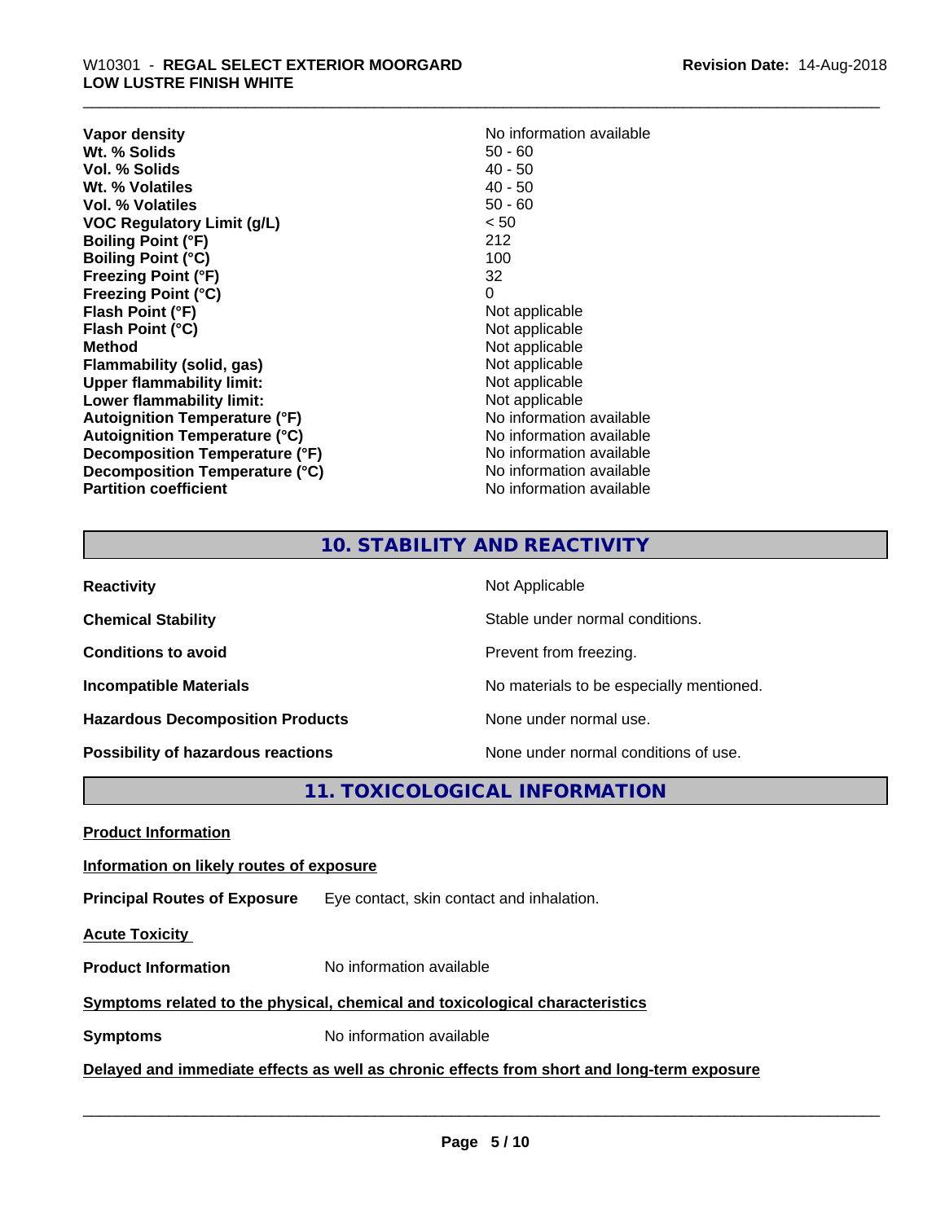| | |
|---|---|
| **Vapor density** | No information available |
| **Wt. % Solids** | 50 - 60 |
| **Vol. % Solids** | 40 - 50 |
| **Wt. % Volatiles** | 40 - 50 |
| **Vol. % Volatiles** | 50 - 60 |
| **VOC Regulatory Limit (g/L)** | < 50 |
| **Boiling Point (°F)** | 212 |
| **Boiling Point (°C)** | 100 |
| **Freezing Point (°F)** | 32 |
| **Freezing Point (°C)** | 0 |
| **Flash Point (°F)** | Not applicable |
| **Flash Point (°C)** | Not applicable |
| **Method** | Not applicable |
| **Flammability (solid, gas)** | Not applicable |
| **Upper flammability limit:** | Not applicable |
| **Lower flammability limit:** | Not applicable |
| **Autoignition Temperature (°F)** | No information available |
| **Autoignition Temperature (°C)** | No information available |
| **Decomposition Temperature (°F)** | No information available |
| **Decomposition Temperature (°C)** | No information available |
| **Partition coefficient** | No information available |

## 10. STABILITY AND REACTIVITY

| | |
|---|---|
| **Reactivity** | Not Applicable |
| **Chemical Stability** | Stable under normal conditions. |
| **Conditions to avoid** | Prevent from freezing. |
| **Incompatible Materials** | No materials to be especially mentioned. |
| **Hazardous Decomposition Products** | None under normal use. |
| **Possibility of hazardous reactions** | None under normal conditions of use. |

## 11. TOXICOLOGICAL INFORMATION

**Product Information**

**Information on likely routes of exposure**

**Principal Routes of Exposure** Eye contact, skin contact and inhalation.

**Acute Toxicity**

**Product Information** No information available

**Symptoms related to the physical, chemical and toxicological characteristics**

**Symptoms** No information available

**Delayed and immediate effects as well as chronic effects from short and long-term exposure**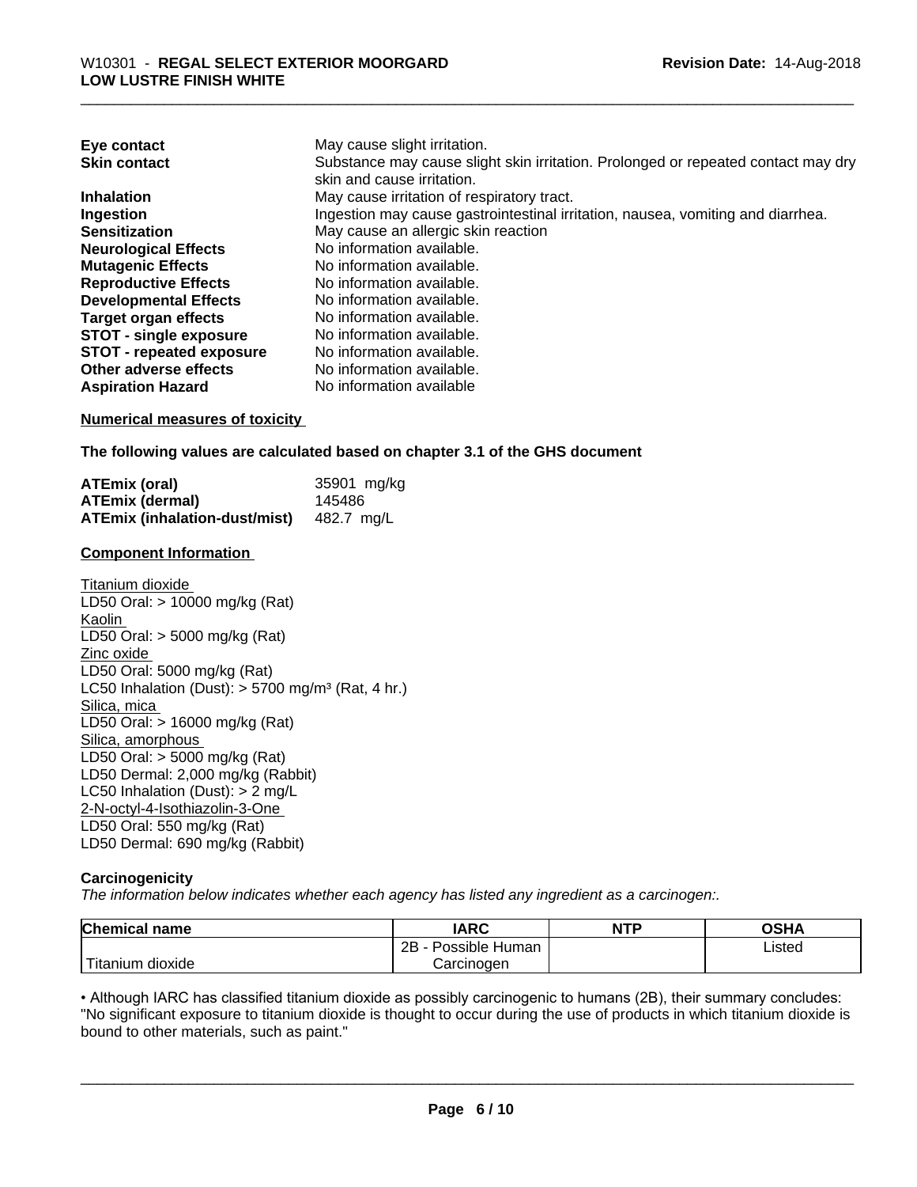| | |
|---|---|
| **Eye contact** | May cause slight irritation. |
| **Skin contact** | Substance may cause slight skin irritation. Prolonged or repeated contact may dry skin and cause irritation. |
| **Inhalation** | May cause irritation of respiratory tract. |
| **Ingestion** | Ingestion may cause gastrointestinal irritation, nausea, vomiting and diarrhea. |
| **Sensitization** | May cause an allergic skin reaction |
| **Neurological Effects** | No information available. |
| **Mutagenic Effects** | No information available. |
| **Reproductive Effects** | No information available. |
| **Developmental Effects** | No information available. |
| **Target organ effects** | No information available. |
| **STOT - single exposure** | No information available. |
| **STOT - repeated exposure** | No information available. |
| **Other adverse effects** | No information available. |
| **Aspiration Hazard** | No information available |

**Numerical measures of toxicity**

**The following values are calculated based on chapter 3.1 of the GHS document**

| | |
|---|---|
| **ATEmix (oral)** | 35901 mg/kg |
| **ATEmix (dermal)** | 145486 |
| **ATEmix (inhalation-dust/mist)** | 482.7 mg/L |

**Component Information**

Titanium dioxide
LD50 Oral: > 10000 mg/kg (Rat)
Kaolin
LD50 Oral: > 5000 mg/kg (Rat)
Zinc oxide
LD50 Oral: 5000 mg/kg (Rat)
LC50 Inhalation (Dust): > 5700 mg/m³ (Rat, 4 hr.)
Silica, mica
LD50 Oral: > 16000 mg/kg (Rat)
Silica, amorphous
LD50 Oral: > 5000 mg/kg (Rat)
LD50 Dermal: 2,000 mg/kg (Rabbit)
LC50 Inhalation (Dust): > 2 mg/L
2-N-octyl-4-Isothiazolin-3-One
LD50 Oral: 550 mg/kg (Rat)
LD50 Dermal: 690 mg/kg (Rabbit)

**Carcinogenicity**

*The information below indicates whether each agency has listed any ingredient as a carcinogen:.*

| Chemical name | IARC | NTP | OSHA |
|---|---|---|---|
| Titanium dioxide | 2B - Possible Human Carcinogen | | Listed |

• Although IARC has classified titanium dioxide as possibly carcinogenic to humans (2B), their summary concludes: "No significant exposure to titanium dioxide is thought to occur during the use of products in which titanium dioxide is bound to other materials, such as paint."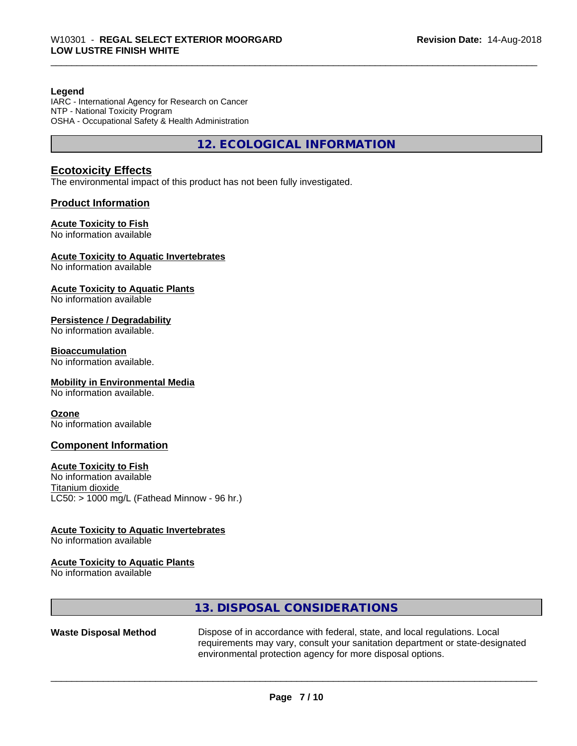**Legend**
IARC - International Agency for Research on Cancer
NTP - National Toxicity Program
OSHA - Occupational Safety & Health Administration

## 12. ECOLOGICAL INFORMATION

### Ecotoxicity Effects

The environmental impact of this product has not been fully investigated.

### Product Information

**Acute Toxicity to Fish**
No information available

**Acute Toxicity to Aquatic Invertebrates**
No information available

**Acute Toxicity to Aquatic Plants**
No information available

**Persistence / Degradability**
No information available.

**Bioaccumulation**
No information available.

**Mobility in Environmental Media**
No information available.

**Ozone**
No information available

### Component Information

**Acute Toxicity to Fish**
No information available
Titanium dioxide
LC50: > 1000 mg/L (Fathead Minnow - 96 hr.)

**Acute Toxicity to Aquatic Invertebrates**
No information available

**Acute Toxicity to Aquatic Plants**
No information available

## 13. DISPOSAL CONSIDERATIONS

| | |
|---|---|
| **Waste Disposal Method** | Dispose of in accordance with federal, state, and local regulations. Local requirements may vary, consult your sanitation department or state-designated environmental protection agency for more disposal options. |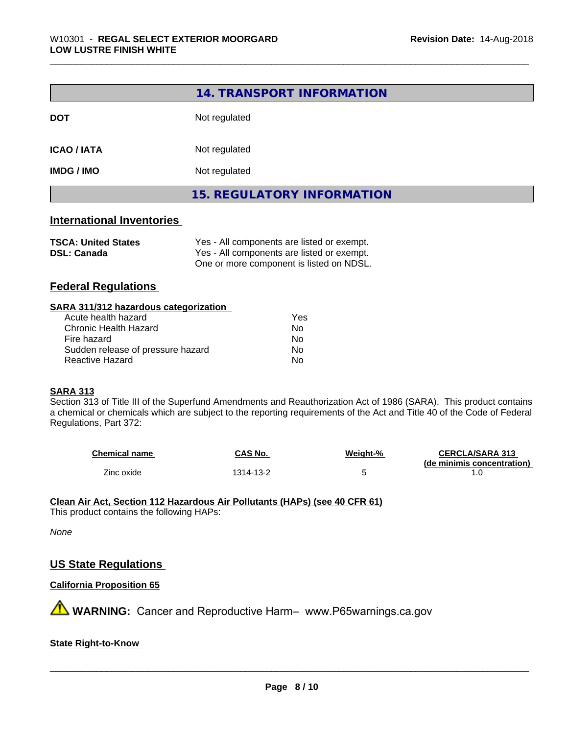## 14. TRANSPORT INFORMATION

| | |
|---|---|
| **DOT** | Not regulated |
| **ICAO / IATA** | Not regulated |
| **IMDG / IMO** | Not regulated |

## 15. REGULATORY INFORMATION

### International Inventories

| | |
|---|---|
| **TSCA: United States** | Yes - All components are listed or exempt. |
| **DSL: Canada** | Yes - All components are listed or exempt. One or more component is listed on NDSL. |

### Federal Regulations

**SARA 311/312 hazardous categorization**

| | |
|---|---|
| Acute health hazard | Yes |
| Chronic Health Hazard | No |
| Fire hazard | No |
| Sudden release of pressure hazard | No |
| Reactive Hazard | No |

**SARA 313**

Section 313 of Title III of the Superfund Amendments and Reauthorization Act of 1986 (SARA). This product contains a chemical or chemicals which are subject to the reporting requirements of the Act and Title 40 of the Code of Federal Regulations, Part 372:

| Chemical name | CAS No. | Weight-% | CERCLA/SARA 313 (de minimis concentration) |
|---|---|---|---|
| Zinc oxide | 1314-13-2 | 5 | 1.0 |

**Clean Air Act, Section 112 Hazardous Air Pollutants (HAPs) (see 40 CFR 61)**

This product contains the following HAPs:

*None*

### US State Regulations

**California Proposition 65**

⚠ **WARNING:** Cancer and Reproductive Harm– www.P65warnings.ca.gov

**State Right-to-Know**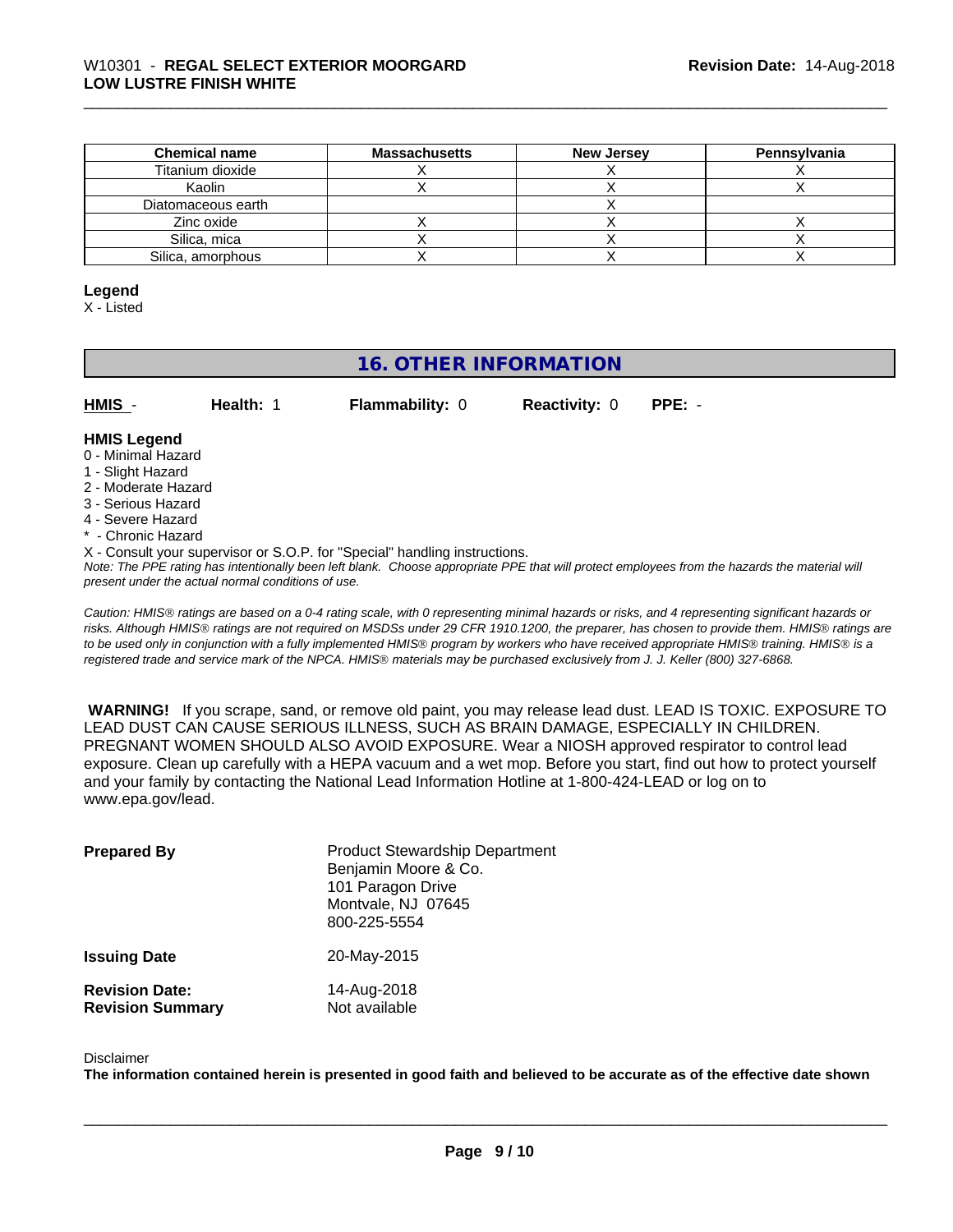| Chemical name | Massachusetts | New Jersey | Pennsylvania |
| --- | --- | --- | --- |
| Titanium dioxide | X | X | X |
| Kaolin | X | X | X |
| Diatomaceous earth | | X | |
| Zinc oxide | X | X | X |
| Silica, mica | X | X | X |
| Silica, amorphous | X | X | X |

**Legend**
X - Listed

## 16. OTHER INFORMATION

**HMIS** - **Health:** 1 **Flammability:** 0 **Reactivity:** 0 **PPE:** -

**HMIS Legend**
0 - Minimal Hazard
1 - Slight Hazard
2 - Moderate Hazard
3 - Serious Hazard
4 - Severe Hazard
* - Chronic Hazard
X - Consult your supervisor or S.O.P. for "Special" handling instructions.
*Note: The PPE rating has intentionally been left blank. Choose appropriate PPE that will protect employees from the hazards the material will present under the actual normal conditions of use.*

*Caution: HMIS® ratings are based on a 0-4 rating scale, with 0 representing minimal hazards or risks, and 4 representing significant hazards or risks. Although HMIS® ratings are not required on MSDSs under 29 CFR 1910.1200, the preparer, has chosen to provide them. HMIS® ratings are to be used only in conjunction with a fully implemented HMIS® program by workers who have received appropriate HMIS® training. HMIS® is a registered trade and service mark of the NPCA. HMIS® materials may be purchased exclusively from J. J. Keller (800) 327-6868.*

**WARNING!** If you scrape, sand, or remove old paint, you may release lead dust. LEAD IS TOXIC. EXPOSURE TO LEAD DUST CAN CAUSE SERIOUS ILLNESS, SUCH AS BRAIN DAMAGE, ESPECIALLY IN CHILDREN. PREGNANT WOMEN SHOULD ALSO AVOID EXPOSURE. Wear a NIOSH approved respirator to control lead exposure. Clean up carefully with a HEPA vacuum and a wet mop. Before you start, find out how to protect yourself and your family by contacting the National Lead Information Hotline at 1-800-424-LEAD or log on to www.epa.gov/lead.

**Prepared By** Product Stewardship Department
Benjamin Moore & Co.
101 Paragon Drive
Montvale, NJ 07645
800-225-5554

**Issuing Date** 20-May-2015

**Revision Date:** 14-Aug-2018
**Revision Summary** Not available

Disclaimer
**The information contained herein is presented in good faith and believed to be accurate as of the effective date shown**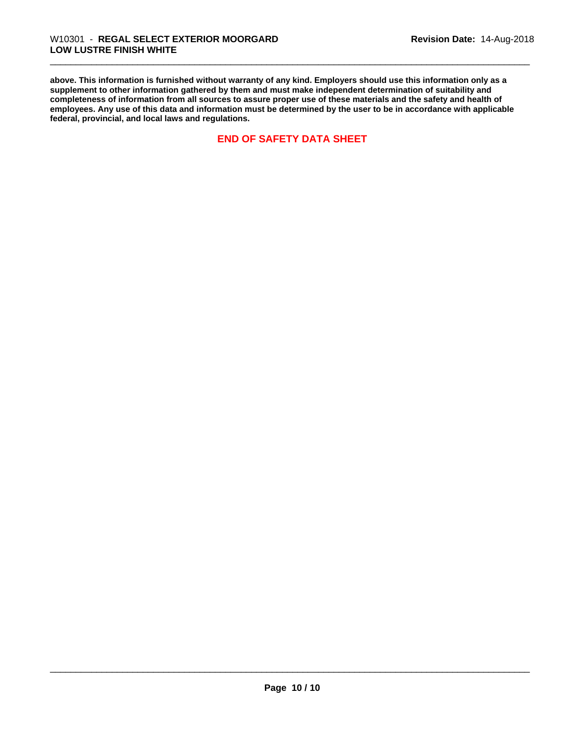**above. This information is furnished without warranty of any kind. Employers should use this information only as a supplement to other information gathered by them and must make independent determination of suitability and completeness of information from all sources to assure proper use of these materials and the safety and health of employees. Any use of this data and information must be determined by the user to be in accordance with applicable federal, provincial, and local laws and regulations.**

**END OF SAFETY DATA SHEET**